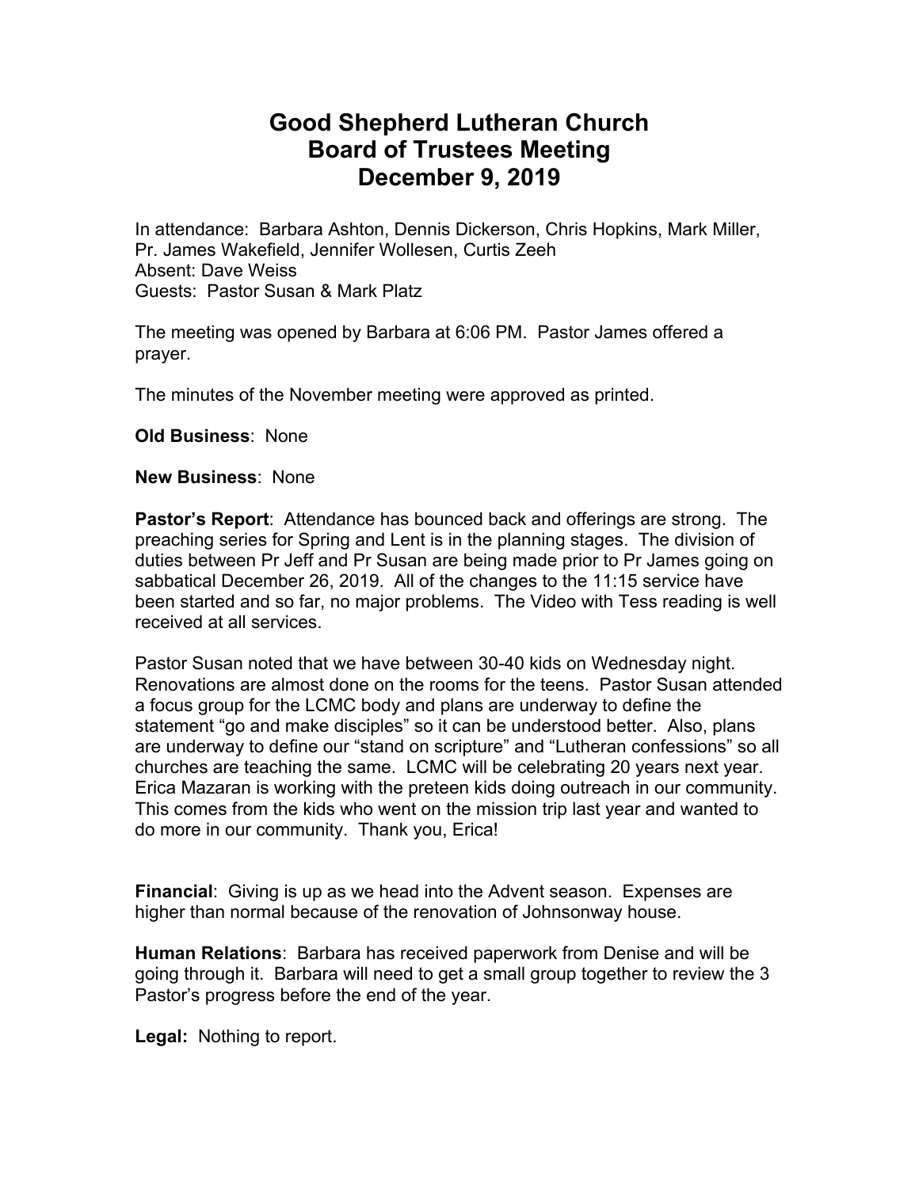# Good Shepherd Lutheran Church
# Board of Trustees Meeting
# December 9, 2019

In attendance: Barbara Ashton, Dennis Dickerson, Chris Hopkins, Mark Miller, Pr. James Wakefield, Jennifer Wollesen, Curtis Zeeh
Absent: Dave Weiss
Guests: Pastor Susan & Mark Platz

The meeting was opened by Barbara at 6:06 PM. Pastor James offered a prayer.

The minutes of the November meeting were approved as printed.

**Old Business**: None

**New Business**: None

**Pastor's Report**: Attendance has bounced back and offerings are strong. The preaching series for Spring and Lent is in the planning stages. The division of duties between Pr Jeff and Pr Susan are being made prior to Pr James going on sabbatical December 26, 2019. All of the changes to the 11:15 service have been started and so far, no major problems. The Video with Tess reading is well received at all services.

Pastor Susan noted that we have between 30-40 kids on Wednesday night. Renovations are almost done on the rooms for the teens. Pastor Susan attended a focus group for the LCMC body and plans are underway to define the statement "go and make disciples" so it can be understood better. Also, plans are underway to define our "stand on scripture" and "Lutheran confessions" so all churches are teaching the same. LCMC will be celebrating 20 years next year. Erica Mazaran is working with the preteen kids doing outreach in our community. This comes from the kids who went on the mission trip last year and wanted to do more in our community. Thank you, Erica!

**Financial**: Giving is up as we head into the Advent season. Expenses are higher than normal because of the renovation of Johnsonway house.

**Human Relations**: Barbara has received paperwork from Denise and will be going through it. Barbara will need to get a small group together to review the 3 Pastor's progress before the end of the year.

**Legal:** Nothing to report.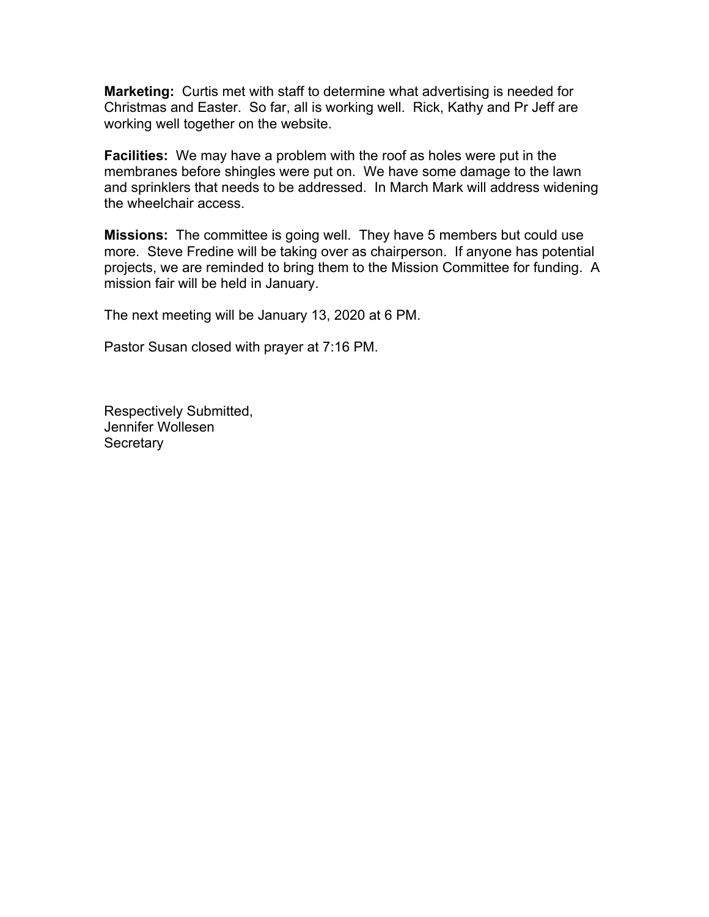**Marketing:** Curtis met with staff to determine what advertising is needed for Christmas and Easter. So far, all is working well. Rick, Kathy and Pr Jeff are working well together on the website.

**Facilities:** We may have a problem with the roof as holes were put in the membranes before shingles were put on. We have some damage to the lawn and sprinklers that needs to be addressed. In March Mark will address widening the wheelchair access.

**Missions:** The committee is going well. They have 5 members but could use more. Steve Fredine will be taking over as chairperson. If anyone has potential projects, we are reminded to bring them to the Mission Committee for funding. A mission fair will be held in January.

The next meeting will be January 13, 2020 at 6 PM.

Pastor Susan closed with prayer at 7:16 PM.

Respectively Submitted,
Jennifer Wollesen
Secretary